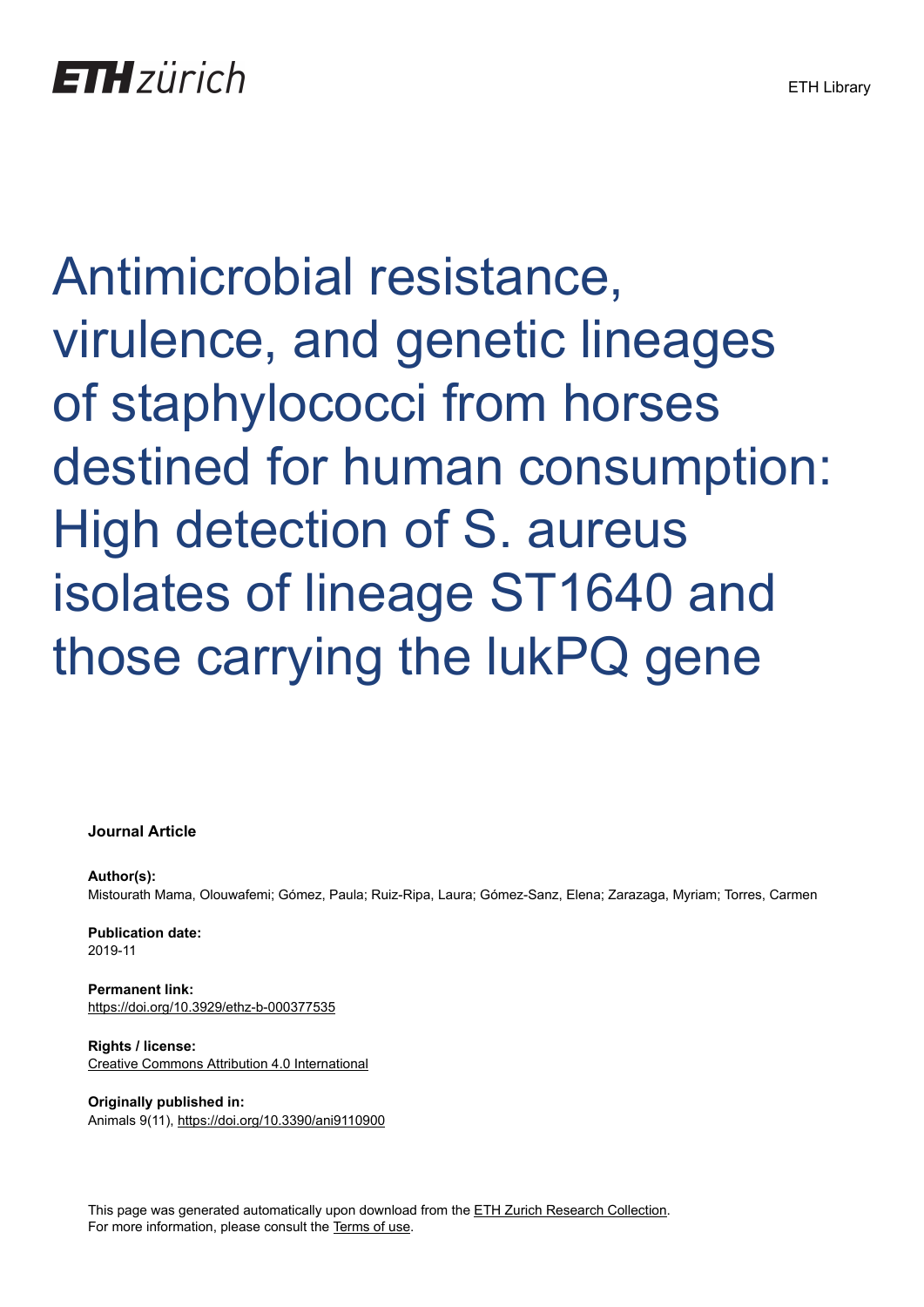# Antimicrobial resistance, virulence, and genetic lineages of staphylococci from horses destined for human consumption: High detection of S. aureus isolates of lineage ST1640 and those carrying the lukPQ gene

**Journal Article**

**Author(s):**
Mistourath Mama, Olouwafemi; Gómez, Paula; Ruiz-Ripa, Laura; Gómez-Sanz, Elena; Zarazaga, Myriam; Torres, Carmen

**Publication date:**
2019-11

**Permanent link:**
https://doi.org/10.3929/ethz-b-000377535

**Rights / license:**
Creative Commons Attribution 4.0 International

**Originally published in:**
Animals 9(11), https://doi.org/10.3390/ani9110900

This page was generated automatically upon download from the ETH Zurich Research Collection.
For more information, please consult the Terms of use.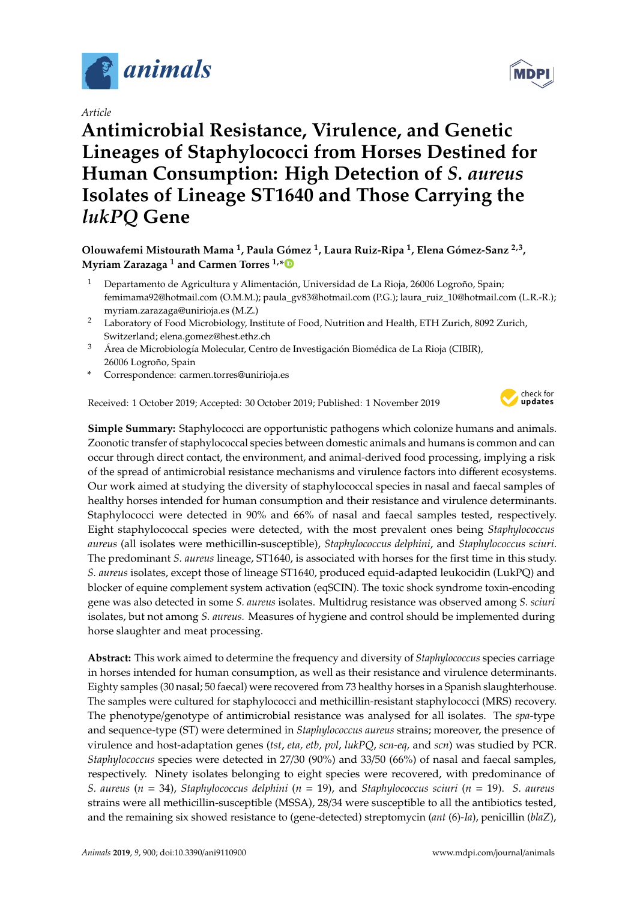Article

# Antimicrobial Resistance, Virulence, and Genetic Lineages of Staphylococci from Horses Destined for Human Consumption: High Detection of *S. aureus* Isolates of Lineage ST1640 and Those Carrying the *lukPQ* Gene

**Olouwafemi Mistourath Mama [1], Paula Gómez [1], Laura Ruiz-Ripa [1], Elena Gómez-Sanz [2,3], Myriam Zarazaga [1] and Carmen Torres [1,*]**

[1] Departamento de Agricultura y Alimentación, Universidad de La Rioja, 26006 Logroño, Spain; femimama92@hotmail.com (O.M.M.); paula_gv83@hotmail.com (P.G.); laura_ruiz_10@hotmail.com (L.R.-R.); myriam.zarazaga@unirioja.es (M.Z.)

[2] Laboratory of Food Microbiology, Institute of Food, Nutrition and Health, ETH Zurich, 8092 Zurich, Switzerland; elena.gomez@hest.ethz.ch

[3] Área de Microbiología Molecular, Centro de Investigación Biomédica de La Rioja (CIBIR), 26006 Logroño, Spain

\* Correspondence: carmen.torres@unirioja.es

Received: 1 October 2019; Accepted: 30 October 2019; Published: 1 November 2019

**Simple Summary:** Staphylococci are opportunistic pathogens which colonize humans and animals. Zoonotic transfer of staphylococcal species between domestic animals and humans is common and can occur through direct contact, the environment, and animal-derived food processing, implying a risk of the spread of antimicrobial resistance mechanisms and virulence factors into different ecosystems. Our work aimed at studying the diversity of staphylococcal species in nasal and faecal samples of healthy horses intended for human consumption and their resistance and virulence determinants. Staphylococci were detected in 90% and 66% of nasal and faecal samples tested, respectively. Eight staphylococcal species were detected, with the most prevalent ones being *Staphylococcus aureus* (all isolates were methicillin-susceptible), *Staphylococcus delphini*, and *Staphylococcus sciuri*. The predominant *S. aureus* lineage, ST1640, is associated with horses for the first time in this study. *S. aureus* isolates, except those of lineage ST1640, produced equid-adapted leukocidin (LukPQ) and blocker of equine complement system activation (eqSCIN). The toxic shock syndrome toxin-encoding gene was also detected in some *S. aureus* isolates. Multidrug resistance was observed among *S. sciuri* isolates, but not among *S. aureus*. Measures of hygiene and control should be implemented during horse slaughter and meat processing.

**Abstract:** This work aimed to determine the frequency and diversity of *Staphylococcus* species carriage in horses intended for human consumption, as well as their resistance and virulence determinants. Eighty samples (30 nasal; 50 faecal) were recovered from 73 healthy horses in a Spanish slaughterhouse. The samples were cultured for staphylococci and methicillin-resistant staphylococci (MRS) recovery. The phenotype/genotype of antimicrobial resistance was analysed for all isolates. The *spa*-type and sequence-type (ST) were determined in *Staphylococcus aureus* strains; moreover, the presence of virulence and host-adaptation genes (*tst*, *eta*, *etb*, *pvl*, *lukPQ*, *scn-eq*, and *scn*) was studied by PCR. *Staphylococcus* species were detected in 27/30 (90%) and 33/50 (66%) of nasal and faecal samples, respectively. Ninety isolates belonging to eight species were recovered, with predominance of *S. aureus* (*n* = 34), *Staphylococcus delphini* (*n* = 19), and *Staphylococcus sciuri* (*n* = 19). *S. aureus* strains were all methicillin-susceptible (MSSA), 28/34 were susceptible to all the antibiotics tested, and the remaining six showed resistance to (gene-detected) streptomycin (*ant* (6)-*Ia*), penicillin (*blaZ*),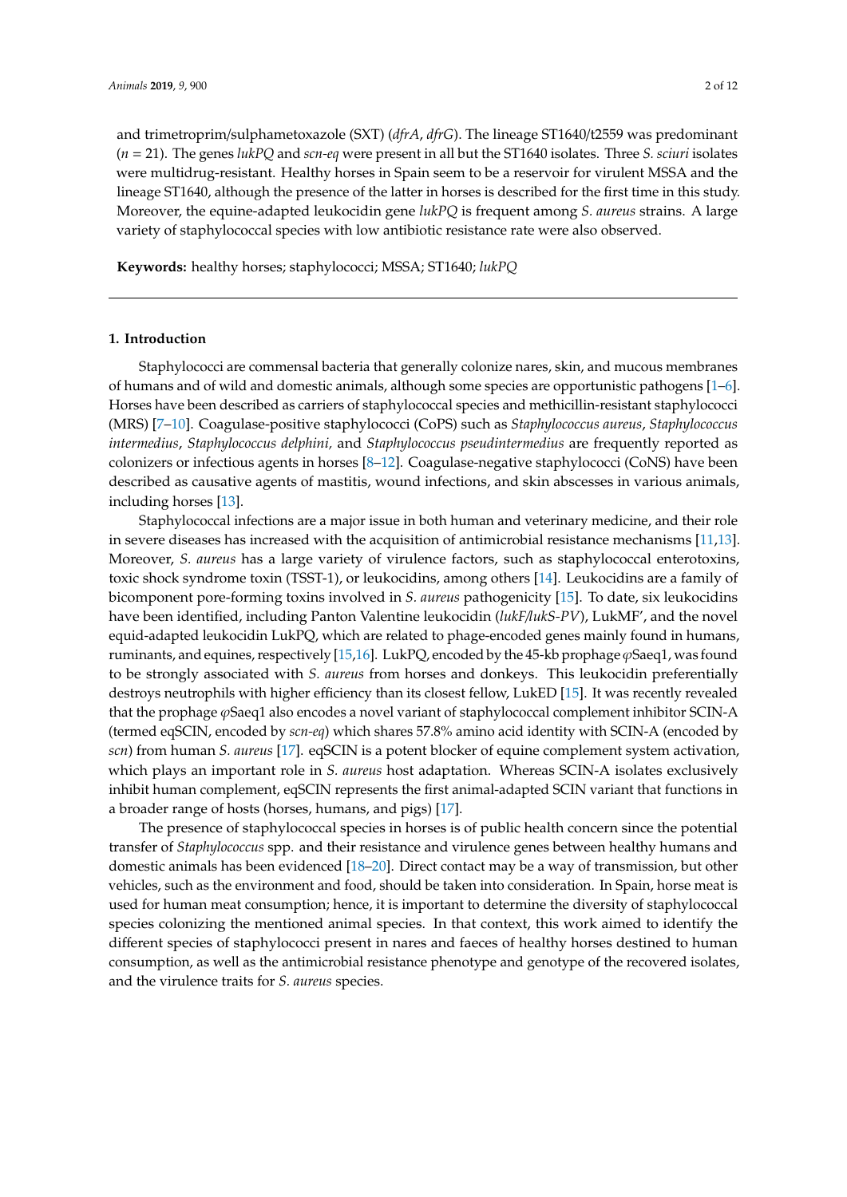and trimetroprim/sulphametoxazole (SXT) (*dfrA*, *dfrG*). The lineage ST1640/t2559 was predominant ($n$ = 21). The genes *lukPQ* and *scn-eq* were present in all but the ST1640 isolates. Three *S. sciuri* isolates were multidrug-resistant. Healthy horses in Spain seem to be a reservoir for virulent MSSA and the lineage ST1640, although the presence of the latter in horses is described for the first time in this study. Moreover, the equine-adapted leukocidin gene *lukPQ* is frequent among *S. aureus* strains. A large variety of staphylococcal species with low antibiotic resistance rate were also observed.

**Keywords:** healthy horses; staphylococci; MSSA; ST1640; *lukPQ*

## 1. Introduction

Staphylococci are commensal bacteria that generally colonize nares, skin, and mucous membranes of humans and of wild and domestic animals, although some species are opportunistic pathogens [1–6]. Horses have been described as carriers of staphylococcal species and methicillin-resistant staphylococci (MRS) [7–10]. Coagulase-positive staphylococci (CoPS) such as *Staphylococcus aureus*, *Staphylococcus intermedius*, *Staphylococcus delphini,* and *Staphylococcus pseudintermedius* are frequently reported as colonizers or infectious agents in horses [8–12]. Coagulase-negative staphylococci (CoNS) have been described as causative agents of mastitis, wound infections, and skin abscesses in various animals, including horses [13].

Staphylococcal infections are a major issue in both human and veterinary medicine, and their role in severe diseases has increased with the acquisition of antimicrobial resistance mechanisms [11,13]. Moreover, *S. aureus* has a large variety of virulence factors, such as staphylococcal enterotoxins, toxic shock syndrome toxin (TSST-1), or leukocidins, among others [14]. Leukocidins are a family of bicomponent pore-forming toxins involved in *S. aureus* pathogenicity [15]. To date, six leukocidins have been identified, including Panton Valentine leukocidin (*lukF/lukS-PV*), LukMF', and the novel equid-adapted leukocidin LukPQ, which are related to phage-encoded genes mainly found in humans, ruminants, and equines, respectively [15,16]. LukPQ, encoded by the 45-kb prophage $\varphi$Saeq1, was found to be strongly associated with *S. aureus* from horses and donkeys. This leukocidin preferentially destroys neutrophils with higher efficiency than its closest fellow, LukED [15]. It was recently revealed that the prophage $\varphi$Saeq1 also encodes a novel variant of staphylococcal complement inhibitor SCIN-A (termed eqSCIN, encoded by *scn-eq*) which shares 57.8% amino acid identity with SCIN-A (encoded by *scn*) from human *S. aureus* [17]. eqSCIN is a potent blocker of equine complement system activation, which plays an important role in *S. aureus* host adaptation. Whereas SCIN-A isolates exclusively inhibit human complement, eqSCIN represents the first animal-adapted SCIN variant that functions in a broader range of hosts (horses, humans, and pigs) [17].

The presence of staphylococcal species in horses is of public health concern since the potential transfer of *Staphylococcus* spp. and their resistance and virulence genes between healthy humans and domestic animals has been evidenced [18–20]. Direct contact may be a way of transmission, but other vehicles, such as the environment and food, should be taken into consideration. In Spain, horse meat is used for human meat consumption; hence, it is important to determine the diversity of staphylococcal species colonizing the mentioned animal species. In that context, this work aimed to identify the different species of staphylococci present in nares and faeces of healthy horses destined to human consumption, as well as the antimicrobial resistance phenotype and genotype of the recovered isolates, and the virulence traits for *S. aureus* species.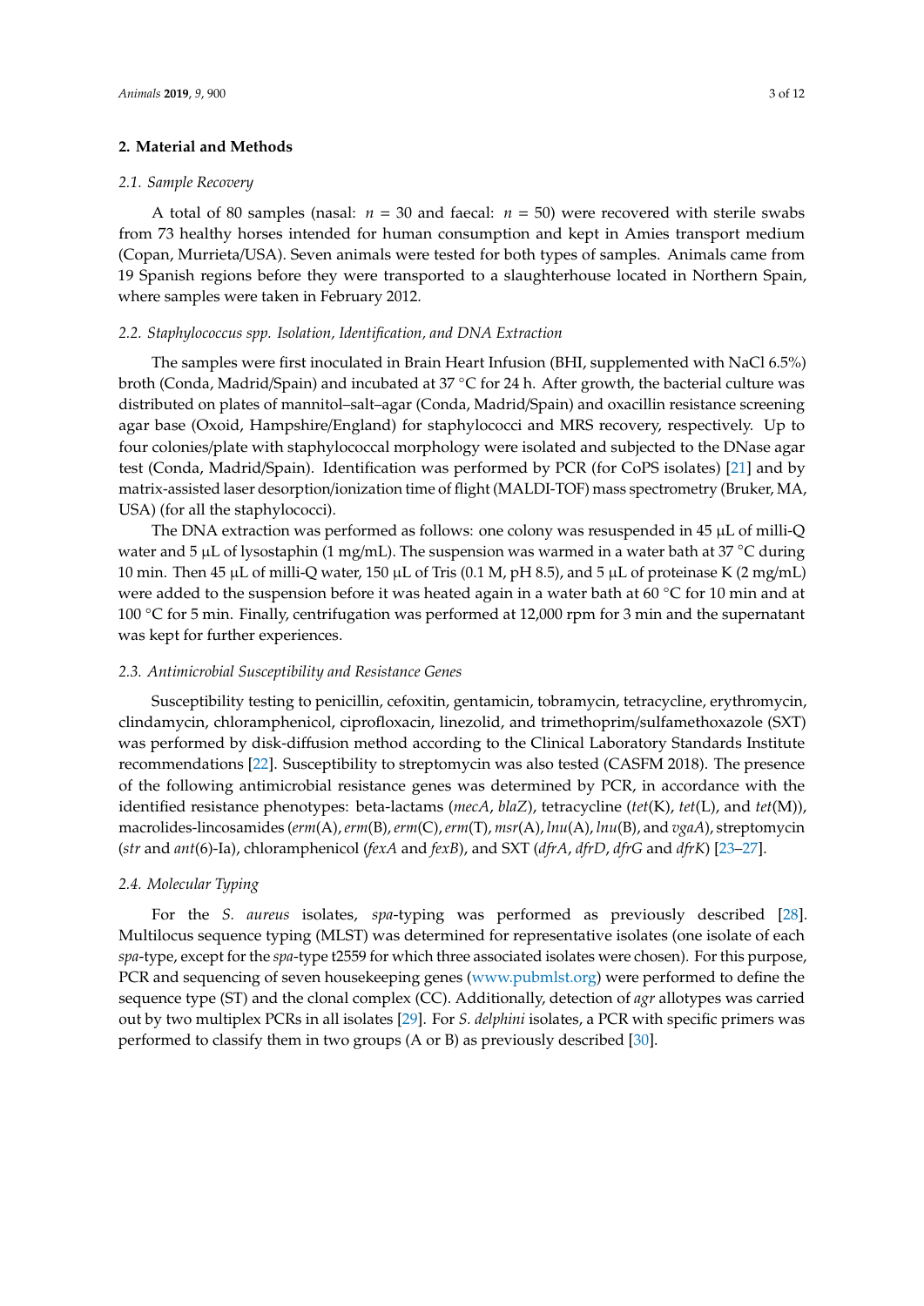## 2. Material and Methods

### 2.1. Sample Recovery

A total of 80 samples (nasal: $n = 30$ and faecal: $n = 50$) were recovered with sterile swabs from 73 healthy horses intended for human consumption and kept in Amies transport medium (Copan, Murrieta/USA). Seven animals were tested for both types of samples. Animals came from 19 Spanish regions before they were transported to a slaughterhouse located in Northern Spain, where samples were taken in February 2012.

### 2.2. *Staphylococcus spp.* Isolation, Identification, and DNA Extraction

The samples were first inoculated in Brain Heart Infusion (BHI, supplemented with NaCl 6.5%) broth (Conda, Madrid/Spain) and incubated at 37 °C for 24 h. After growth, the bacterial culture was distributed on plates of mannitol–salt–agar (Conda, Madrid/Spain) and oxacillin resistance screening agar base (Oxoid, Hampshire/England) for staphylococci and MRS recovery, respectively. Up to four colonies/plate with staphylococcal morphology were isolated and subjected to the DNase agar test (Conda, Madrid/Spain). Identification was performed by PCR (for CoPS isolates) [21] and by matrix-assisted laser desorption/ionization time of flight (MALDI-TOF) mass spectrometry (Bruker, MA, USA) (for all the staphylococci).

The DNA extraction was performed as follows: one colony was resuspended in 45 µL of milli-Q water and 5 µL of lysostaphin (1 mg/mL). The suspension was warmed in a water bath at 37 °C during 10 min. Then 45 µL of milli-Q water, 150 µL of Tris (0.1 M, pH 8.5), and 5 µL of proteinase K (2 mg/mL) were added to the suspension before it was heated again in a water bath at 60 °C for 10 min and at 100 °C for 5 min. Finally, centrifugation was performed at 12,000 rpm for 3 min and the supernatant was kept for further experiences.

### 2.3. Antimicrobial Susceptibility and Resistance Genes

Susceptibility testing to penicillin, cefoxitin, gentamicin, tobramycin, tetracycline, erythromycin, clindamycin, chloramphenicol, ciprofloxacin, linezolid, and trimethoprim/sulfamethoxazole (SXT) was performed by disk-diffusion method according to the Clinical Laboratory Standards Institute recommendations [22]. Susceptibility to streptomycin was also tested (CASFM 2018). The presence of the following antimicrobial resistance genes was determined by PCR, in accordance with the identified resistance phenotypes: beta-lactams (*mecA*, *blaZ*), tetracycline (*tet*(K), *tet*(L), and *tet*(M)), macrolides-lincosamides (*erm*(A), *erm*(B), *erm*(C), *erm*(T), *msr*(A), *lnu*(A), *lnu*(B), and *vgaA*), streptomycin (*str* and *ant*(6)-Ia), chloramphenicol (*fexA* and *fexB*), and SXT (*dfrA*, *dfrD*, *dfrG* and *dfrK*) [23–27].

### 2.4. Molecular Typing

For the *S. aureus* isolates, *spa*-typing was performed as previously described [28]. Multilocus sequence typing (MLST) was determined for representative isolates (one isolate of each *spa*-type, except for the *spa*-type t2559 for which three associated isolates were chosen). For this purpose, PCR and sequencing of seven housekeeping genes (www.pubmlst.org) were performed to define the sequence type (ST) and the clonal complex (CC). Additionally, detection of *agr* allotypes was carried out by two multiplex PCRs in all isolates [29]. For *S. delphini* isolates, a PCR with specific primers was performed to classify them in two groups (A or B) as previously described [30].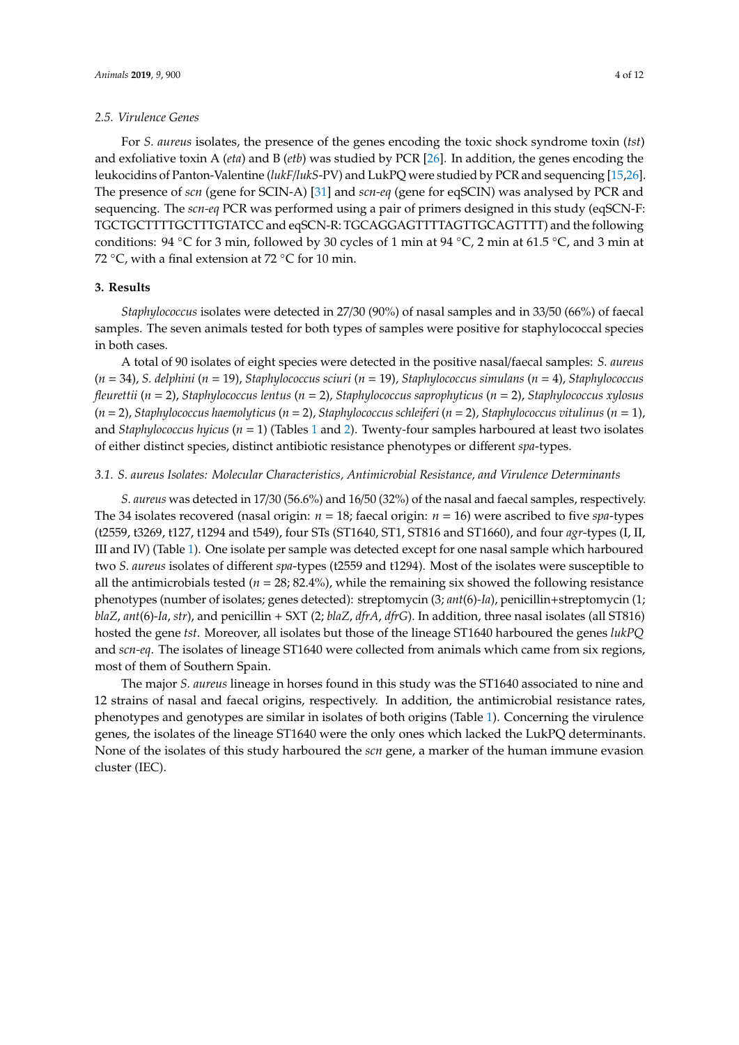### 2.5. Virulence Genes

For *S. aureus* isolates, the presence of the genes encoding the toxic shock syndrome toxin (*tst*) and exfoliative toxin A (*eta*) and B (*etb*) was studied by PCR [26]. In addition, the genes encoding the leukocidins of Panton-Valentine (*lukF*/*lukS*-PV) and LukPQ were studied by PCR and sequencing [15,26]. The presence of *scn* (gene for SCIN-A) [31] and *scn-eq* (gene for eqSCIN) was analysed by PCR and sequencing. The *scn-eq* PCR was performed using a pair of primers designed in this study (eqSCN-F: TGCTGCTTTTGCTTTGTATCC and eqSCN-R: TGCAGGAGTTTTAGTTGCAGTTTT) and the following conditions: 94 °C for 3 min, followed by 30 cycles of 1 min at 94 °C, 2 min at 61.5 °C, and 3 min at 72 °C, with a final extension at 72 °C for 10 min.

## 3. Results

*Staphylococcus* isolates were detected in 27/30 (90%) of nasal samples and in 33/50 (66%) of faecal samples. The seven animals tested for both types of samples were positive for staphylococcal species in both cases.

A total of 90 isolates of eight species were detected in the positive nasal/faecal samples: *S. aureus* ($n$ = 34), *S. delphini* ($n$ = 19), *Staphylococcus sciuri* ($n$ = 19), *Staphylococcus simulans* ($n$ = 4), *Staphylococcus fleurettii* ($n$ = 2), *Staphylococcus lentus* ($n$ = 2), *Staphylococcus saprophyticus* ($n$ = 2), *Staphylococcus xylosus* ($n$ = 2), *Staphylococcus haemolyticus* ($n$ = 2), *Staphylococcus schleiferi* ($n$ = 2), *Staphylococcus vitulinus* ($n$ = 1), and *Staphylococcus hyicus* ($n$ = 1) (Tables 1 and 2). Twenty-four samples harboured at least two isolates of either distinct species, distinct antibiotic resistance phenotypes or different *spa*-types.

### 3.1. S. aureus Isolates: Molecular Characteristics, Antimicrobial Resistance, and Virulence Determinants

*S. aureus* was detected in 17/30 (56.6%) and 16/50 (32%) of the nasal and faecal samples, respectively. The 34 isolates recovered (nasal origin: $n$ = 18; faecal origin: $n$ = 16) were ascribed to five *spa*-types (t2559, t3269, t127, t1294 and t549), four STs (ST1640, ST1, ST816 and ST1660), and four *agr*-types (I, II, III and IV) (Table 1). One isolate per sample was detected except for one nasal sample which harboured two *S. aureus* isolates of different *spa*-types (t2559 and t1294). Most of the isolates were susceptible to all the antimicrobials tested ($n$ = 28; 82.4%), while the remaining six showed the following resistance phenotypes (number of isolates; genes detected): streptomycin (3; *ant*(6)-*Ia*), penicillin+streptomycin (1; *blaZ*, *ant*(6)-*Ia*, *str*), and penicillin + SXT (2; *blaZ*, *dfrA*, *dfrG*). In addition, three nasal isolates (all ST816) hosted the gene *tst*. Moreover, all isolates but those of the lineage ST1640 harboured the genes *lukPQ* and *scn-eq*. The isolates of lineage ST1640 were collected from animals which came from six regions, most of them of Southern Spain.

The major *S. aureus* lineage in horses found in this study was the ST1640 associated to nine and 12 strains of nasal and faecal origins, respectively. In addition, the antimicrobial resistance rates, phenotypes and genotypes are similar in isolates of both origins (Table 1). Concerning the virulence genes, the isolates of the lineage ST1640 were the only ones which lacked the LukPQ determinants. None of the isolates of this study harboured the *scn* gene, a marker of the human immune evasion cluster (IEC).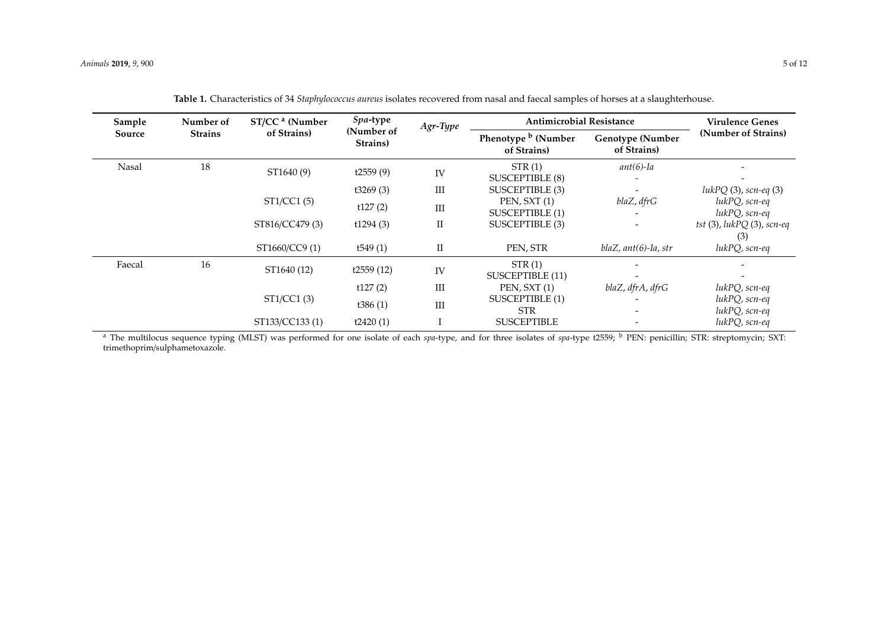**Table 1.** Characteristics of 34 *Staphylococcus aureus* isolates recovered from nasal and faecal samples of horses at a slaughterhouse.

| Sample Source | Number of Strains | ST/CC [a] (Number of Strains) | *Spa*-type (Number of Strains) | *Agr-Type* | Antimicrobial Resistance | | Virulence Genes (Number of Strains) |
|---|---|---|---|---|---|---|---|
| | | | | | Phenotype [b] (Number of Strains) | Genotype (Number of Strains) | |
| Nasal | 18 | ST1640 (9) | t2559 (9) | IV | STR (1) | *ant(6)-Ia* | - |
| | | | | | SUSCEPTIBLE (8) | - | - |
| | | ST1/CC1 (5) | t3269 (3) | III | SUSCEPTIBLE (3) | - | *lukPQ* (3), *scn-eq* (3) |
| | | | t127 (2) | III | PEN, SXT (1) | *blaZ*, *dfrG* | *lukPQ*, *scn-eq* |
| | | | | | SUSCEPTIBLE (1) | - | *lukPQ*, *scn-eq* |
| | | ST816/CC479 (3) | t1294 (3) | II | SUSCEPTIBLE (3) | - | *tst* (3), *lukPQ* (3), *scn-eq* (3) |
| | | ST1660/CC9 (1) | t549 (1) | II | PEN, STR | *blaZ*, *ant(6)-Ia*, *str* | *lukPQ*, *scn-eq* |
| Faecal | 16 | ST1640 (12) | t2559 (12) | IV | STR (1) | - | - |
| | | | | | SUSCEPTIBLE (11) | - | - |
| | | ST1/CC1 (3) | t127 (2) | III | PEN, SXT (1) | *blaZ*, *dfrA*, *dfrG* | *lukPQ*, *scn-eq* |
| | | | | | SUSCEPTIBLE (1) | - | *lukPQ*, *scn-eq* |
| | | | t386 (1) | III | STR | - | *lukPQ*, *scn-eq* |
| | | ST133/CC133 (1) | t2420 (1) | I | SUSCEPTIBLE | - | *lukPQ*, *scn-eq* |

[a] The multilocus sequence typing (MLST) was performed for one isolate of each *spa*-type, and for three isolates of *spa*-type t2559; [b] PEN: penicillin; STR: streptomycin; SXT: trimethoprim/sulphametoxazole.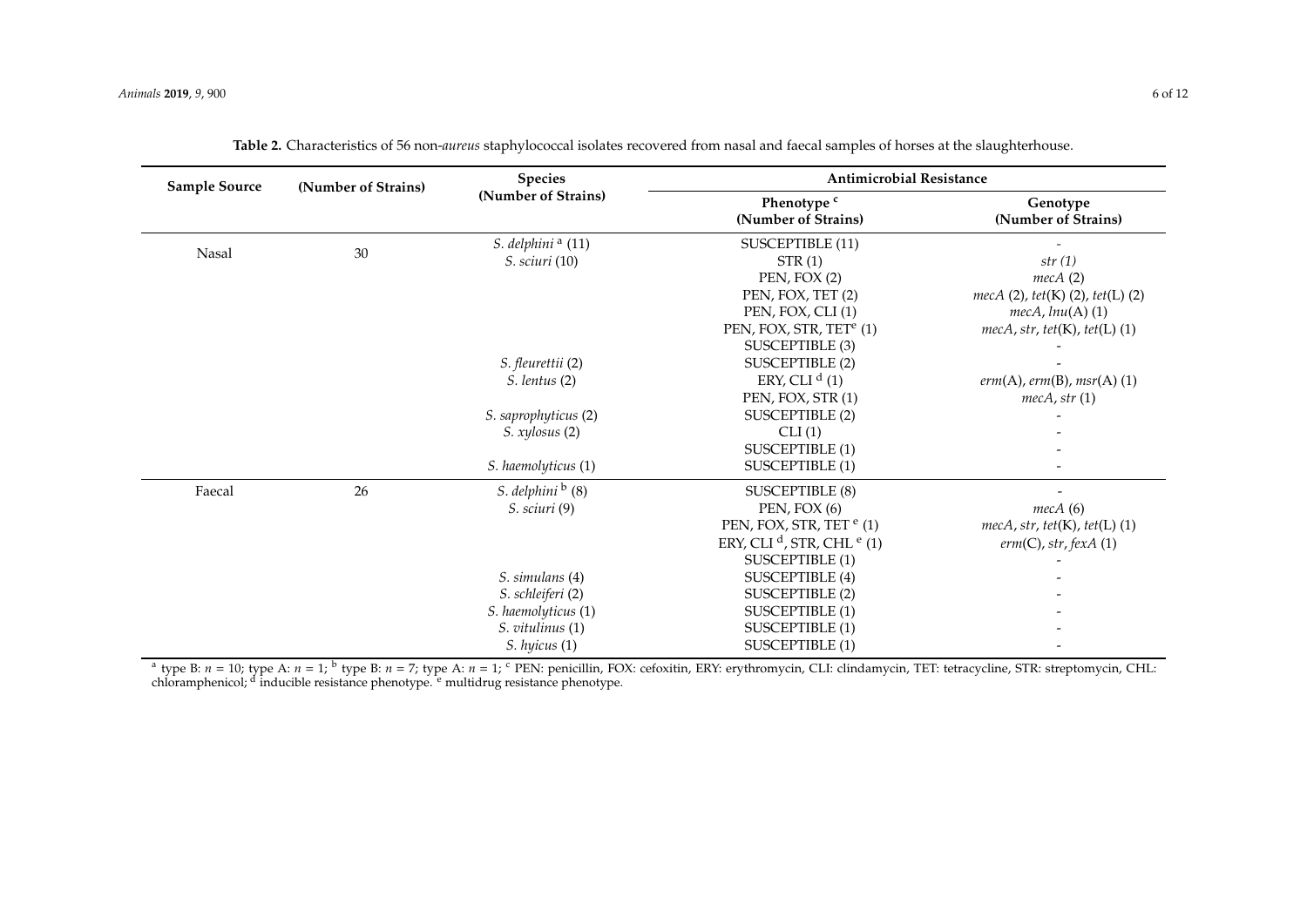**Table 2.** Characteristics of 56 non-*aureus* staphylococcal isolates recovered from nasal and faecal samples of horses at the slaughterhouse.

| Sample Source | (Number of Strains) | Species (Number of Strains) | Antimicrobial Resistance | |
|---|---|---|---|---|
| | | | Phenotype [c] (Number of Strains) | Genotype (Number of Strains) |
| Nasal | 30 | *S. delphini* [a] (11) | SUSCEPTIBLE (11) | - |
| | | *S. sciuri* (10) | STR (1) | *str (1)* |
| | | | PEN, FOX (2) | *mecA* (2) |
| | | | PEN, FOX, TET (2) | *mecA* (2), *tet*(K) (2), *tet*(L) (2) |
| | | | PEN, FOX, CLI (1) | *mecA*, *lnu*(A) (1) |
| | | | PEN, FOX, STR, TET[e] (1) | *mecA*, *str*, *tet*(K), *tet*(L) (1) |
| | | | SUSCEPTIBLE (3) | - |
| | | *S. fleurettii* (2) | SUSCEPTIBLE (2) | - |
| | | *S. lentus* (2) | ERY, CLI [d] (1) | *erm*(A), *erm*(B), *msr*(A) (1) |
| | | | PEN, FOX, STR (1) | *mecA*, *str* (1) |
| | | *S. saprophyticus* (2) | SUSCEPTIBLE (2) | - |
| | | *S. xylosus* (2) | CLI (1) | - |
| | | | SUSCEPTIBLE (1) | - |
| | | *S. haemolyticus* (1) | SUSCEPTIBLE (1) | - |
| Faecal | 26 | *S. delphini* [b] (8) | SUSCEPTIBLE (8) | - |
| | | *S. sciuri* (9) | PEN, FOX (6) | *mecA* (6) |
| | | | PEN, FOX, STR, TET [e] (1) | *mecA*, *str*, *tet*(K), *tet*(L) (1) |
| | | | ERY, CLI [d], STR, CHL [e] (1) | *erm*(C), *str*, *fexA* (1) |
| | | | SUSCEPTIBLE (1) | - |
| | | *S. simulans* (4) | SUSCEPTIBLE (4) | - |
| | | *S. schleiferi* (2) | SUSCEPTIBLE (2) | - |
| | | *S. haemolyticus* (1) | SUSCEPTIBLE (1) | - |
| | | *S. vitulinus* (1) | SUSCEPTIBLE (1) | - |
| | | *S. hyicus* (1) | SUSCEPTIBLE (1) | - |

[a] type B: $n = 10$; type A: $n = 1$; [b] type B: $n = 7$; type A: $n = 1$; [c] PEN: penicillin, FOX: cefoxitin, ERY: erythromycin, CLI: clindamycin, TET: tetracycline, STR: streptomycin, CHL: chloramphenicol; [d] inducible resistance phenotype. [e] multidrug resistance phenotype.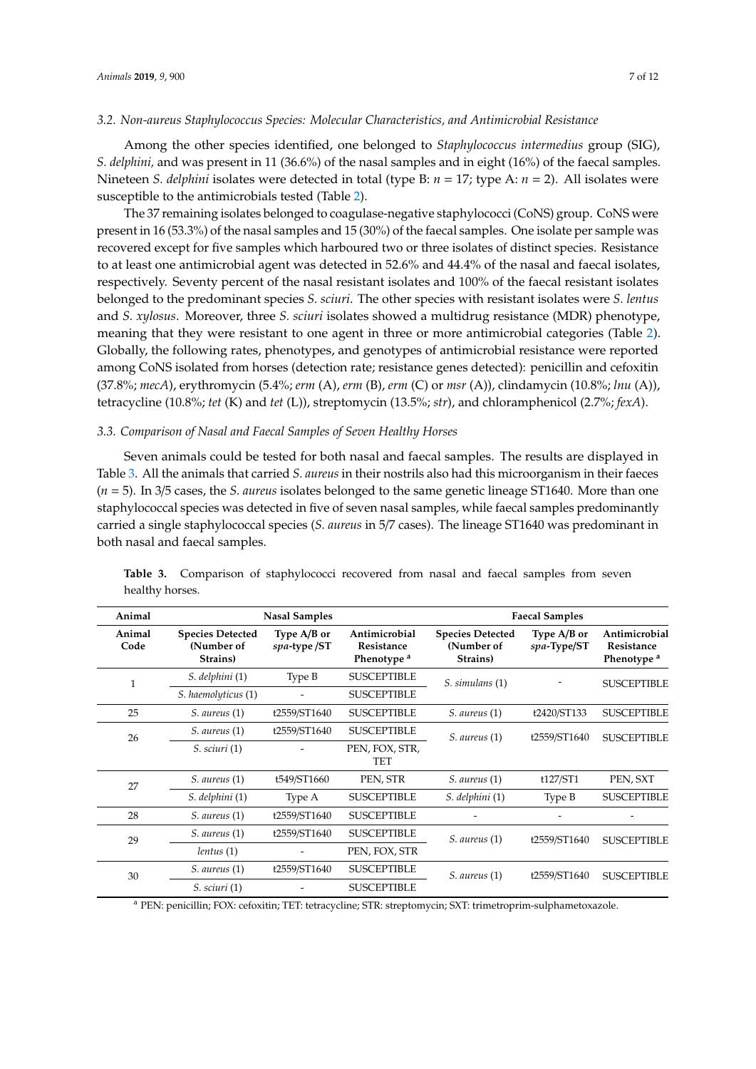### 3.2. Non-aureus Staphylococcus Species: Molecular Characteristics, and Antimicrobial Resistance

Among the other species identified, one belonged to *Staphylococcus intermedius* group (SIG), *S. delphini,* and was present in 11 (36.6%) of the nasal samples and in eight (16%) of the faecal samples. Nineteen *S. delphini* isolates were detected in total (type B: *n* = 17; type A: *n* = 2). All isolates were susceptible to the antimicrobials tested (Table 2).

The 37 remaining isolates belonged to coagulase-negative staphylococci (CoNS) group. CoNS were present in 16 (53.3%) of the nasal samples and 15 (30%) of the faecal samples. One isolate per sample was recovered except for five samples which harboured two or three isolates of distinct species. Resistance to at least one antimicrobial agent was detected in 52.6% and 44.4% of the nasal and faecal isolates, respectively. Seventy percent of the nasal resistant isolates and 100% of the faecal resistant isolates belonged to the predominant species *S. sciuri*. The other species with resistant isolates were *S. lentus* and *S. xylosus*. Moreover, three *S. sciuri* isolates showed a multidrug resistance (MDR) phenotype, meaning that they were resistant to one agent in three or more antimicrobial categories (Table 2). Globally, the following rates, phenotypes, and genotypes of antimicrobial resistance were reported among CoNS isolated from horses (detection rate; resistance genes detected): penicillin and cefoxitin (37.8%; *mecA*), erythromycin (5.4%; *erm* (A), *erm* (B), *erm* (C) or *msr* (A)), clindamycin (10.8%; *lnu* (A)), tetracycline (10.8%; *tet* (K) and *tet* (L)), streptomycin (13.5%; *str*), and chloramphenicol (2.7%; *fexA*).

### 3.3. Comparison of Nasal and Faecal Samples of Seven Healthy Horses

Seven animals could be tested for both nasal and faecal samples. The results are displayed in Table 3. All the animals that carried *S. aureus* in their nostrils also had this microorganism in their faeces (*n* = 5). In 3/5 cases, the *S. aureus* isolates belonged to the same genetic lineage ST1640. More than one staphylococcal species was detected in five of seven nasal samples, while faecal samples predominantly carried a single staphylococcal species (*S. aureus* in 5/7 cases). The lineage ST1640 was predominant in both nasal and faecal samples.

**Table 3.** Comparison of staphylococci recovered from nasal and faecal samples from seven healthy horses.

| Animal | Nasal Samples | | | Faecal Samples | | |
|---|---|---|---|---|---|---|
| Animal Code | Species Detected (Number of Strains) | Type A/B or *spa*-type /ST | Antimicrobial Resistance Phenotype [a] | Species Detected (Number of Strains) | Type A/B or *spa*-Type/ST | Antimicrobial Resistance Phenotype [a] |
| 1 | *S. delphini* (1) | Type B | SUSCEPTIBLE | *S. simulans* (1) | - | SUSCEPTIBLE |
| | *S. haemolyticus* (1) | - | SUSCEPTIBLE | | | |
| 25 | *S. aureus* (1) | t2559/ST1640 | SUSCEPTIBLE | *S. aureus* (1) | t2420/ST133 | SUSCEPTIBLE |
| 26 | *S. aureus* (1) | t2559/ST1640 | SUSCEPTIBLE | *S. aureus* (1) | t2559/ST1640 | SUSCEPTIBLE |
| | *S. sciuri* (1) | - | PEN, FOX, STR, TET | | | |
| 27 | *S. aureus* (1) | t549/ST1660 | PEN, STR | *S. aureus* (1) | t127/ST1 | PEN, SXT |
| | *S. delphini* (1) | Type A | SUSCEPTIBLE | *S. delphini* (1) | Type B | SUSCEPTIBLE |
| 28 | *S. aureus* (1) | t2559/ST1640 | SUSCEPTIBLE | - | - | - |
| 29 | *S. aureus* (1) | t2559/ST1640 | SUSCEPTIBLE | *S. aureus* (1) | t2559/ST1640 | SUSCEPTIBLE |
| | *lentus* (1) | - | PEN, FOX, STR | | | |
| 30 | *S. aureus* (1) | t2559/ST1640 | SUSCEPTIBLE | *S. aureus* (1) | t2559/ST1640 | SUSCEPTIBLE |
| | *S. sciuri* (1) | - | SUSCEPTIBLE | | | |

[a] PEN: penicillin; FOX: cefoxitin; TET: tetracycline; STR: streptomycin; SXT: trimetroprim-sulphametoxazole.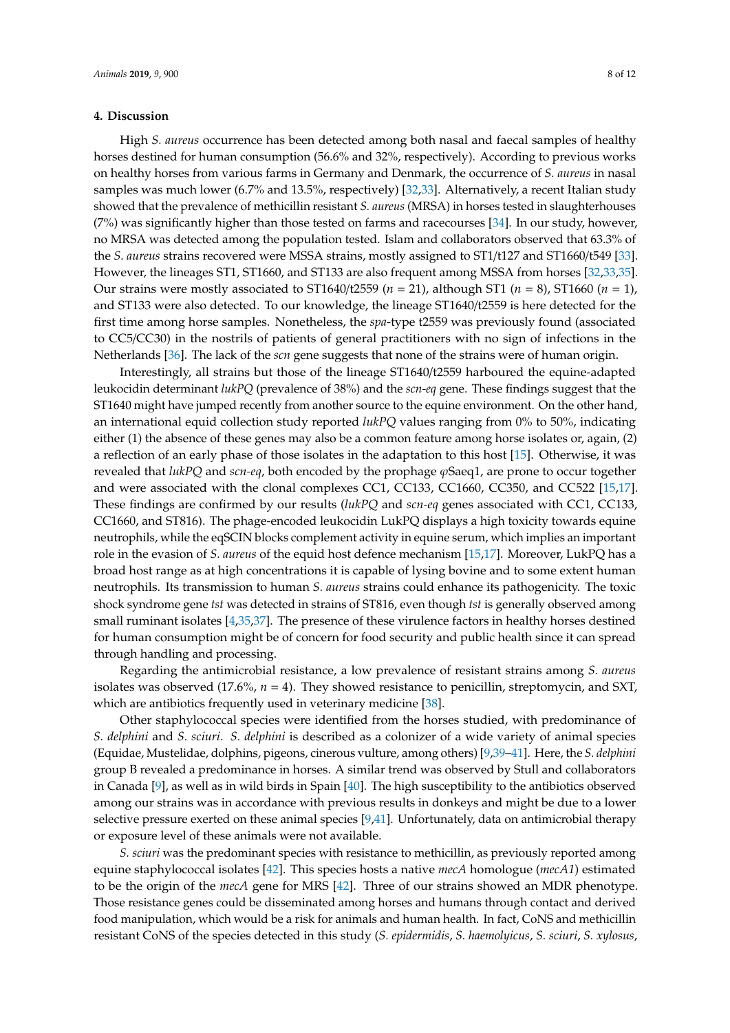## 4. Discussion

High *S. aureus* occurrence has been detected among both nasal and faecal samples of healthy horses destined for human consumption (56.6% and 32%, respectively). According to previous works on healthy horses from various farms in Germany and Denmark, the occurrence of *S. aureus* in nasal samples was much lower (6.7% and 13.5%, respectively) [32,33]. Alternatively, a recent Italian study showed that the prevalence of methicillin resistant *S. aureus* (MRSA) in horses tested in slaughterhouses (7%) was significantly higher than those tested on farms and racecourses [34]. In our study, however, no MRSA was detected among the population tested. Islam and collaborators observed that 63.3% of the *S. aureus* strains recovered were MSSA strains, mostly assigned to ST1/t127 and ST1660/t549 [33]. However, the lineages ST1, ST1660, and ST133 are also frequent among MSSA from horses [32,33,35]. Our strains were mostly associated to ST1640/t2559 ($n$ = 21), although ST1 ($n$ = 8), ST1660 ($n$ = 1), and ST133 were also detected. To our knowledge, the lineage ST1640/t2559 is here detected for the first time among horse samples. Nonetheless, the *spa*-type t2559 was previously found (associated to CC5/CC30) in the nostrils of patients of general practitioners with no sign of infections in the Netherlands [36]. The lack of the *scn* gene suggests that none of the strains were of human origin.

Interestingly, all strains but those of the lineage ST1640/t2559 harboured the equine-adapted leukocidin determinant *lukPQ* (prevalence of 38%) and the *scn-eq* gene. These findings suggest that the ST1640 might have jumped recently from another source to the equine environment. On the other hand, an international equid collection study reported *lukPQ* values ranging from 0% to 50%, indicating either (1) the absence of these genes may also be a common feature among horse isolates or, again, (2) a reflection of an early phase of those isolates in the adaptation to this host [15]. Otherwise, it was revealed that *lukPQ* and *scn-eq*, both encoded by the prophage φSaeq1, are prone to occur together and were associated with the clonal complexes CC1, CC133, CC1660, CC350, and CC522 [15,17]. These findings are confirmed by our results (*lukPQ* and *scn-eq* genes associated with CC1, CC133, CC1660, and ST816). The phage-encoded leukocidin LukPQ displays a high toxicity towards equine neutrophils, while the eqSCIN blocks complement activity in equine serum, which implies an important role in the evasion of *S. aureus* of the equid host defence mechanism [15,17]. Moreover, LukPQ has a broad host range as at high concentrations it is capable of lysing bovine and to some extent human neutrophils. Its transmission to human *S. aureus* strains could enhance its pathogenicity. The toxic shock syndrome gene *tst* was detected in strains of ST816, even though *tst* is generally observed among small ruminant isolates [4,35,37]. The presence of these virulence factors in healthy horses destined for human consumption might be of concern for food security and public health since it can spread through handling and processing.

Regarding the antimicrobial resistance, a low prevalence of resistant strains among *S. aureus* isolates was observed (17.6%, $n$ = 4). They showed resistance to penicillin, streptomycin, and SXT, which are antibiotics frequently used in veterinary medicine [38].

Other staphylococcal species were identified from the horses studied, with predominance of *S. delphini* and *S. sciuri*. *S. delphini* is described as a colonizer of a wide variety of animal species (Equidae, Mustelidae, dolphins, pigeons, cinerous vulture, among others) [9,39–41]. Here, the *S. delphini* group B revealed a predominance in horses. A similar trend was observed by Stull and collaborators in Canada [9], as well as in wild birds in Spain [40]. The high susceptibility to the antibiotics observed among our strains was in accordance with previous results in donkeys and might be due to a lower selective pressure exerted on these animal species [9,41]. Unfortunately, data on antimicrobial therapy or exposure level of these animals were not available.

*S. sciuri* was the predominant species with resistance to methicillin, as previously reported among equine staphylococcal isolates [42]. This species hosts a native *mecA* homologue (*mecA1*) estimated to be the origin of the *mecA* gene for MRS [42]. Three of our strains showed an MDR phenotype. Those resistance genes could be disseminated among horses and humans through contact and derived food manipulation, which would be a risk for animals and human health. In fact, CoNS and methicillin resistant CoNS of the species detected in this study (*S. epidermidis*, *S. haemolyicus*, *S. sciuri*, *S. xylosus*,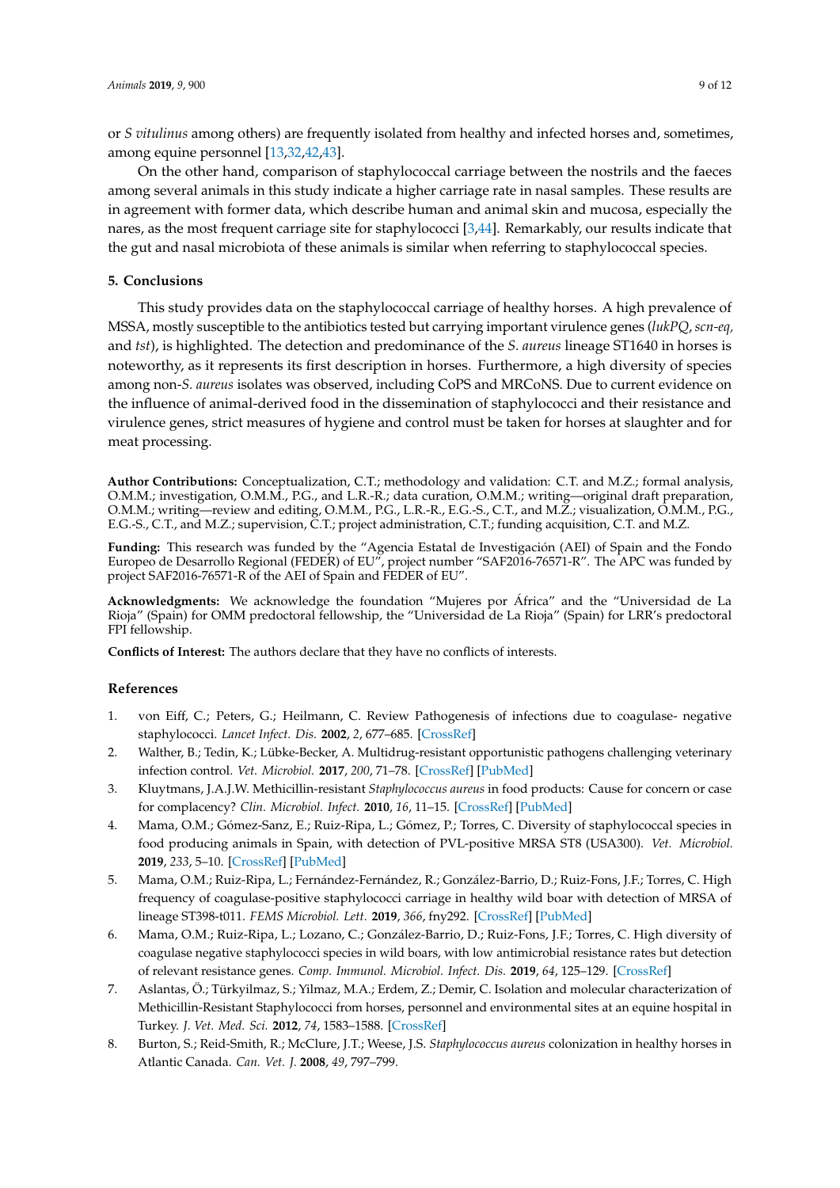or *S vitulinus* among others) are frequently isolated from healthy and infected horses and, sometimes, among equine personnel [13,32,42,43].

On the other hand, comparison of staphylococcal carriage between the nostrils and the faeces among several animals in this study indicate a higher carriage rate in nasal samples. These results are in agreement with former data, which describe human and animal skin and mucosa, especially the nares, as the most frequent carriage site for staphylococci [3,44]. Remarkably, our results indicate that the gut and nasal microbiota of these animals is similar when referring to staphylococcal species.

## 5. Conclusions

This study provides data on the staphylococcal carriage of healthy horses. A high prevalence of MSSA, mostly susceptible to the antibiotics tested but carrying important virulence genes (*lukPQ*, *scn-eq*, and *tst*), is highlighted. The detection and predominance of the *S. aureus* lineage ST1640 in horses is noteworthy, as it represents its first description in horses. Furthermore, a high diversity of species among non-*S. aureus* isolates was observed, including CoPS and MRCoNS. Due to current evidence on the influence of animal-derived food in the dissemination of staphylococci and their resistance and virulence genes, strict measures of hygiene and control must be taken for horses at slaughter and for meat processing.

**Author Contributions:** Conceptualization, C.T.; methodology and validation: C.T. and M.Z.; formal analysis, O.M.M.; investigation, O.M.M., P.G., and L.R.-R.; data curation, O.M.M.; writing—original draft preparation, O.M.M.; writing—review and editing, O.M.M., P.G., L.R.-R., E.G.-S., C.T., and M.Z.; visualization, O.M.M., P.G., E.G.-S., C.T., and M.Z.; supervision, C.T.; project administration, C.T.; funding acquisition, C.T. and M.Z.

**Funding:** This research was funded by the "Agencia Estatal de Investigación (AEI) of Spain and the Fondo Europeo de Desarrollo Regional (FEDER) of EU", project number "SAF2016-76571-R". The APC was funded by project SAF2016-76571-R of the AEI of Spain and FEDER of EU".

**Acknowledgments:** We acknowledge the foundation "Mujeres por África" and the "Universidad de La Rioja" (Spain) for OMM predoctoral fellowship, the "Universidad de La Rioja" (Spain) for LRR's predoctoral FPI fellowship.

**Conflicts of Interest:** The authors declare that they have no conflicts of interests.

## References

1. von Eiff, C.; Peters, G.; Heilmann, C. Review Pathogenesis of infections due to coagulase- negative staphylococci. *Lancet Infect. Dis.* **2002**, *2*, 677–685. [CrossRef]
2. Walther, B.; Tedin, K.; Lübke-Becker, A. Multidrug-resistant opportunistic pathogens challenging veterinary infection control. *Vet. Microbiol.* **2017**, *200*, 71–78. [CrossRef] [PubMed]
3. Kluytmans, J.A.J.W. Methicillin-resistant *Staphylococcus aureus* in food products: Cause for concern or case for complacency? *Clin. Microbiol. Infect.* **2010**, *16*, 11–15. [CrossRef] [PubMed]
4. Mama, O.M.; Gómez-Sanz, E.; Ruiz-Ripa, L.; Gómez, P.; Torres, C. Diversity of staphylococcal species in food producing animals in Spain, with detection of PVL-positive MRSA ST8 (USA300). *Vet. Microbiol.* **2019**, *233*, 5–10. [CrossRef] [PubMed]
5. Mama, O.M.; Ruiz-Ripa, L.; Fernández-Fernández, R.; González-Barrio, D.; Ruiz-Fons, J.F.; Torres, C. High frequency of coagulase-positive staphylococci carriage in healthy wild boar with detection of MRSA of lineage ST398-t011. *FEMS Microbiol. Lett.* **2019**, *366*, fny292. [CrossRef] [PubMed]
6. Mama, O.M.; Ruiz-Ripa, L.; Lozano, C.; González-Barrio, D.; Ruiz-Fons, J.F.; Torres, C. High diversity of coagulase negative staphylococci species in wild boars, with low antimicrobial resistance rates but detection of relevant resistance genes. *Comp. Immunol. Microbiol. Infect. Dis.* **2019**, *64*, 125–129. [CrossRef]
7. Aslantas, Ö.; Türkyilmaz, S.; Yilmaz, M.A.; Erdem, Z.; Demir, C. Isolation and molecular characterization of Methicillin-Resistant Staphylococci from horses, personnel and environmental sites at an equine hospital in Turkey. *J. Vet. Med. Sci.* **2012**, *74*, 1583–1588. [CrossRef]
8. Burton, S.; Reid-Smith, R.; McClure, J.T.; Weese, J.S. *Staphylococcus aureus* colonization in healthy horses in Atlantic Canada. *Can. Vet. J.* **2008**, *49*, 797–799.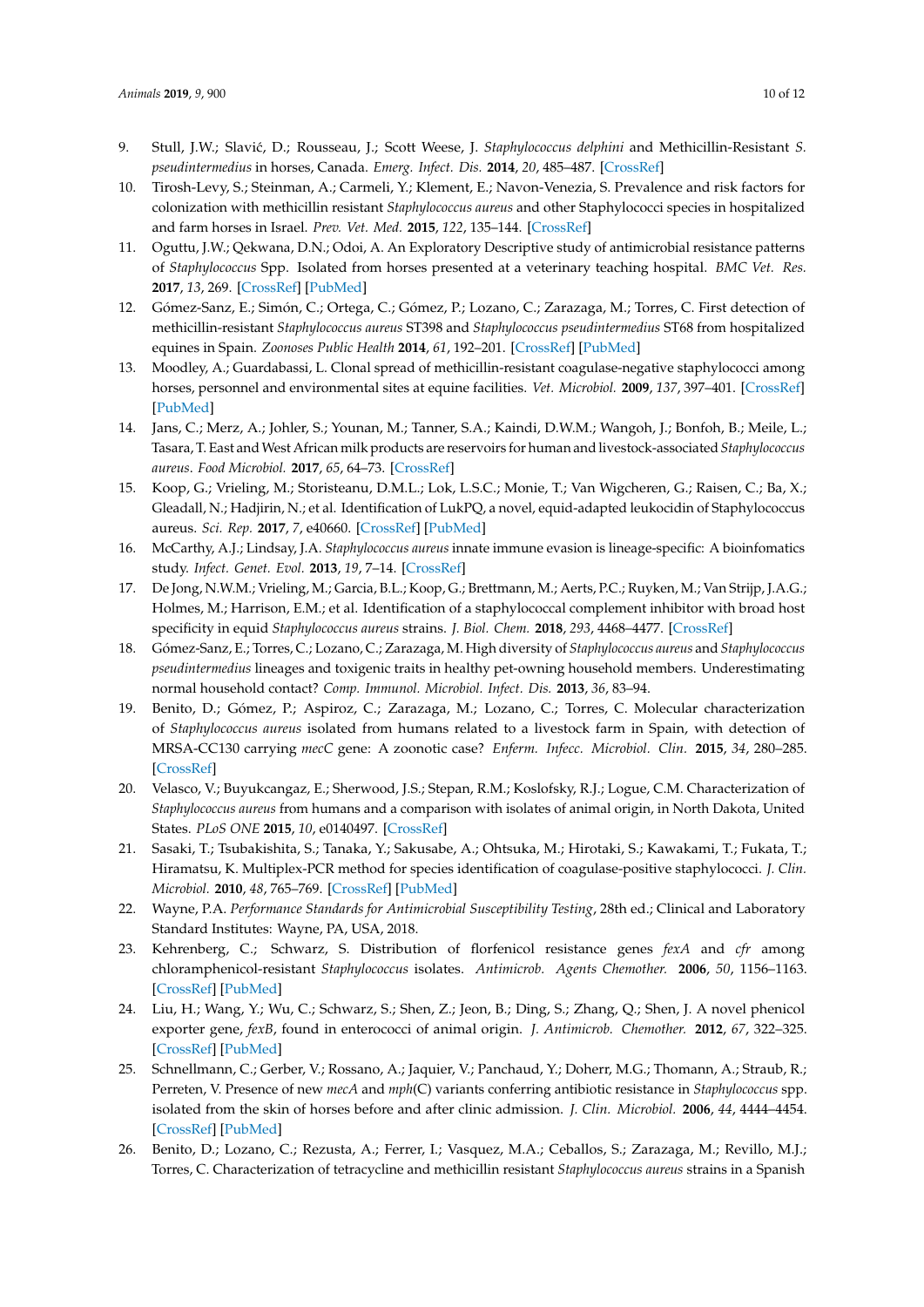9. Stull, J.W.; Slavić, D.; Rousseau, J.; Scott Weese, J. *Staphylococcus delphini* and Methicillin-Resistant *S. pseudintermedius* in horses, Canada. *Emerg. Infect. Dis.* **2014**, *20*, 485–487. [CrossRef]
10. Tirosh-Levy, S.; Steinman, A.; Carmeli, Y.; Klement, E.; Navon-Venezia, S. Prevalence and risk factors for colonization with methicillin resistant *Staphylococcus aureus* and other Staphylococci species in hospitalized and farm horses in Israel. *Prev. Vet. Med.* **2015**, *122*, 135–144. [CrossRef]
11. Oguttu, J.W.; Qekwana, D.N.; Odoi, A. An Exploratory Descriptive study of antimicrobial resistance patterns of *Staphylococcus* Spp. Isolated from horses presented at a veterinary teaching hospital. *BMC Vet. Res.* **2017**, *13*, 269. [CrossRef] [PubMed]
12. Gómez-Sanz, E.; Simón, C.; Ortega, C.; Gómez, P.; Lozano, C.; Zarazaga, M.; Torres, C. First detection of methicillin-resistant *Staphylococcus aureus* ST398 and *Staphylococcus pseudintermedius* ST68 from hospitalized equines in Spain. *Zoonoses Public Health* **2014**, *61*, 192–201. [CrossRef] [PubMed]
13. Moodley, A.; Guardabassi, L. Clonal spread of methicillin-resistant coagulase-negative staphylococci among horses, personnel and environmental sites at equine facilities. *Vet. Microbiol.* **2009**, *137*, 397–401. [CrossRef] [PubMed]
14. Jans, C.; Merz, A.; Johler, S.; Younan, M.; Tanner, S.A.; Kaindi, D.W.M.; Wangoh, J.; Bonfoh, B.; Meile, L.; Tasara, T. East and West African milk products are reservoirs for human and livestock-associated *Staphylococcus aureus*. *Food Microbiol.* **2017**, *65*, 64–73. [CrossRef]
15. Koop, G.; Vrieling, M.; Storisteanu, D.M.L.; Lok, L.S.C.; Monie, T.; Van Wigcheren, G.; Raisen, C.; Ba, X.; Gleadall, N.; Hadjirin, N.; et al. Identification of LukPQ, a novel, equid-adapted leukocidin of Staphylococcus aureus. *Sci. Rep.* **2017**, *7*, e40660. [CrossRef] [PubMed]
16. McCarthy, A.J.; Lindsay, J.A. *Staphylococcus aureus* innate immune evasion is lineage-specific: A bioinfomatics study. *Infect. Genet. Evol.* **2013**, *19*, 7–14. [CrossRef]
17. De Jong, N.W.M.; Vrieling, M.; Garcia, B.L.; Koop, G.; Brettmann, M.; Aerts, P.C.; Ruyken, M.; Van Strijp, J.A.G.; Holmes, M.; Harrison, E.M.; et al. Identification of a staphylococcal complement inhibitor with broad host specificity in equid *Staphylococcus aureus* strains. *J. Biol. Chem.* **2018**, *293*, 4468–4477. [CrossRef]
18. Gómez-Sanz, E.; Torres, C.; Lozano, C.; Zarazaga, M. High diversity of *Staphylococcus aureus* and *Staphylococcus pseudintermedius* lineages and toxigenic traits in healthy pet-owning household members. Underestimating normal household contact? *Comp. Immunol. Microbiol. Infect. Dis.* **2013**, *36*, 83–94.
19. Benito, D.; Gómez, P.; Aspiroz, C.; Zarazaga, M.; Lozano, C.; Torres, C. Molecular characterization of *Staphylococcus aureus* isolated from humans related to a livestock farm in Spain, with detection of MRSA-CC130 carrying *mecC* gene: A zoonotic case? *Enferm. Infecc. Microbiol. Clin.* **2015**, *34*, 280–285. [CrossRef]
20. Velasco, V.; Buyukcangaz, E.; Sherwood, J.S.; Stepan, R.M.; Koslofsky, R.J.; Logue, C.M. Characterization of *Staphylococcus aureus* from humans and a comparison with isolates of animal origin, in North Dakota, United States. *PLoS ONE* **2015**, *10*, e0140497. [CrossRef]
21. Sasaki, T.; Tsubakishita, S.; Tanaka, Y.; Sakusabe, A.; Ohtsuka, M.; Hirotaki, S.; Kawakami, T.; Fukata, T.; Hiramatsu, K. Multiplex-PCR method for species identification of coagulase-positive staphylococci. *J. Clin. Microbiol.* **2010**, *48*, 765–769. [CrossRef] [PubMed]
22. Wayne, P.A. *Performance Standards for Antimicrobial Susceptibility Testing*, 28th ed.; Clinical and Laboratory Standard Institutes: Wayne, PA, USA, 2018.
23. Kehrenberg, C.; Schwarz, S. Distribution of florfenicol resistance genes *fexA* and *cfr* among chloramphenicol-resistant *Staphylococcus* isolates. *Antimicrob. Agents Chemother.* **2006**, *50*, 1156–1163. [CrossRef] [PubMed]
24. Liu, H.; Wang, Y.; Wu, C.; Schwarz, S.; Shen, Z.; Jeon, B.; Ding, S.; Zhang, Q.; Shen, J. A novel phenicol exporter gene, *fexB*, found in enterococci of animal origin. *J. Antimicrob. Chemother.* **2012**, *67*, 322–325. [CrossRef] [PubMed]
25. Schnellmann, C.; Gerber, V.; Rossano, A.; Jaquier, V.; Panchaud, Y.; Doherr, M.G.; Thomann, A.; Straub, R.; Perreten, V. Presence of new *mecA* and *mph*(C) variants conferring antibiotic resistance in *Staphylococcus* spp. isolated from the skin of horses before and after clinic admission. *J. Clin. Microbiol.* **2006**, *44*, 4444–4454. [CrossRef] [PubMed]
26. Benito, D.; Lozano, C.; Rezusta, A.; Ferrer, I.; Vasquez, M.A.; Ceballos, S.; Zarazaga, M.; Revillo, M.J.; Torres, C. Characterization of tetracycline and methicillin resistant *Staphylococcus aureus* strains in a Spanish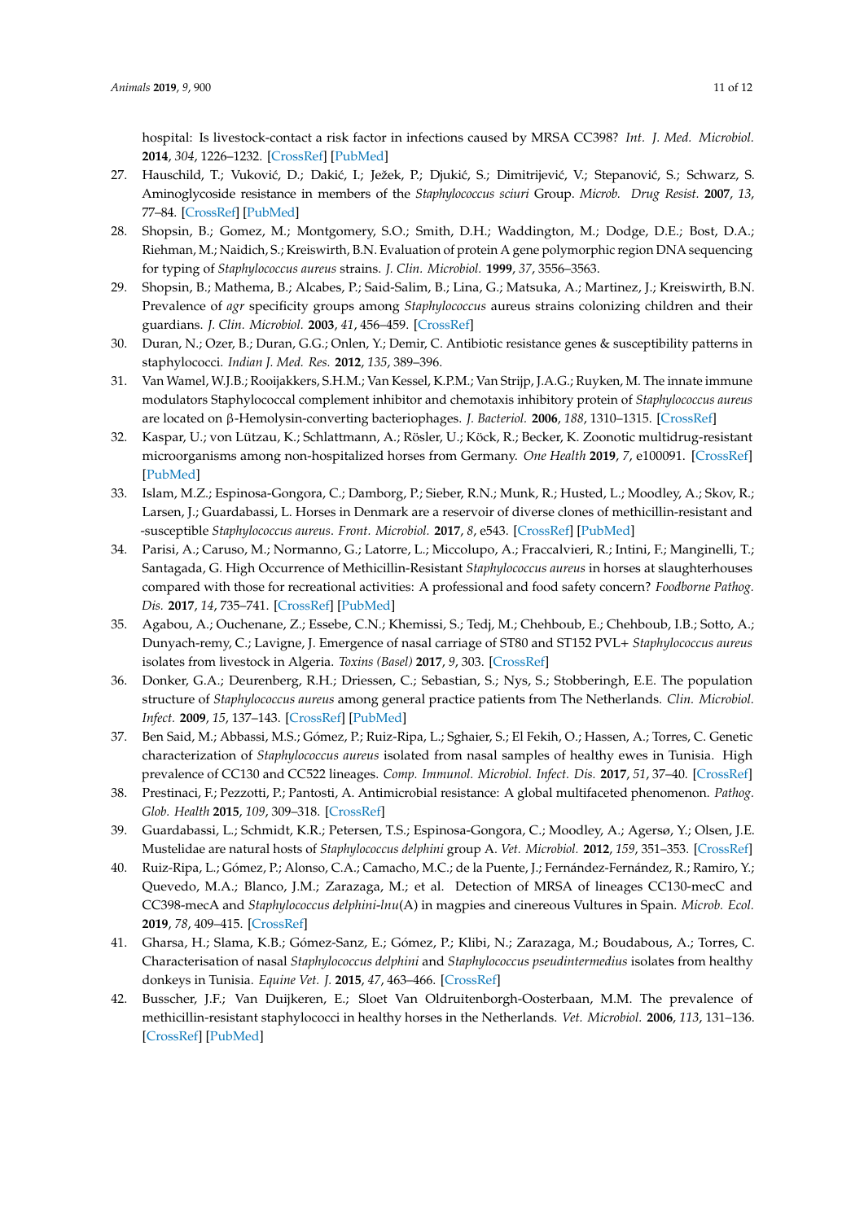hospital: Is livestock-contact a risk factor in infections caused by MRSA CC398? *Int. J. Med. Microbiol.* **2014**, *304*, 1226–1232. [CrossRef] [PubMed]

27. Hauschild, T.; Vuković, D.; Dakić, I.; Ježek, P.; Djukić, S.; Dimitrijević, V.; Stepanović, S.; Schwarz, S. Aminoglycoside resistance in members of the *Staphylococcus sciuri* Group. *Microb. Drug Resist.* **2007**, *13*, 77–84. [CrossRef] [PubMed]
28. Shopsin, B.; Gomez, M.; Montgomery, S.O.; Smith, D.H.; Waddington, M.; Dodge, D.E.; Bost, D.A.; Riehman, M.; Naidich, S.; Kreiswirth, B.N. Evaluation of protein A gene polymorphic region DNA sequencing for typing of *Staphylococcus aureus* strains. *J. Clin. Microbiol.* **1999**, *37*, 3556–3563.
29. Shopsin, B.; Mathema, B.; Alcabes, P.; Said-Salim, B.; Lina, G.; Matsuka, A.; Martinez, J.; Kreiswirth, B.N. Prevalence of *agr* specificity groups among *Staphylococcus* aureus strains colonizing children and their guardians. *J. Clin. Microbiol.* **2003**, *41*, 456–459. [CrossRef]
30. Duran, N.; Ozer, B.; Duran, G.G.; Onlen, Y.; Demir, C. Antibiotic resistance genes & susceptibility patterns in staphylococci. *Indian J. Med. Res.* **2012**, *135*, 389–396.
31. Van Wamel, W.J.B.; Rooijakkers, S.H.M.; Van Kessel, K.P.M.; Van Strijp, J.A.G.; Ruyken, M. The innate immune modulators Staphylococcal complement inhibitor and chemotaxis inhibitory protein of *Staphylococcus aureus* are located on β-Hemolysin-converting bacteriophages. *J. Bacteriol.* **2006**, *188*, 1310–1315. [CrossRef]
32. Kaspar, U.; von Lützau, K.; Schlattmann, A.; Rösler, U.; Köck, R.; Becker, K. Zoonotic multidrug-resistant microorganisms among non-hospitalized horses from Germany. *One Health* **2019**, *7*, e100091. [CrossRef] [PubMed]
33. Islam, M.Z.; Espinosa-Gongora, C.; Damborg, P.; Sieber, R.N.; Munk, R.; Husted, L.; Moodley, A.; Skov, R.; Larsen, J.; Guardabassi, L. Horses in Denmark are a reservoir of diverse clones of methicillin-resistant and -susceptible *Staphylococcus aureus*. *Front. Microbiol.* **2017**, *8*, e543. [CrossRef] [PubMed]
34. Parisi, A.; Caruso, M.; Normanno, G.; Latorre, L.; Miccolupo, A.; Fraccalvieri, R.; Intini, F.; Manginelli, T.; Santagada, G. High Occurrence of Methicillin-Resistant *Staphylococcus aureus* in horses at slaughterhouses compared with those for recreational activities: A professional and food safety concern? *Foodborne Pathog. Dis.* **2017**, *14*, 735–741. [CrossRef] [PubMed]
35. Agabou, A.; Ouchenane, Z.; Essebe, C.N.; Khemissi, S.; Tedj, M.; Chehboub, E.; Chehboub, I.B.; Sotto, A.; Dunyach-remy, C.; Lavigne, J. Emergence of nasal carriage of ST80 and ST152 PVL+ *Staphylococcus aureus* isolates from livestock in Algeria. *Toxins (Basel)* **2017**, *9*, 303. [CrossRef]
36. Donker, G.A.; Deurenberg, R.H.; Driessen, C.; Sebastian, S.; Nys, S.; Stobberingh, E.E. The population structure of *Staphylococcus aureus* among general practice patients from The Netherlands. *Clin. Microbiol. Infect.* **2009**, *15*, 137–143. [CrossRef] [PubMed]
37. Ben Said, M.; Abbassi, M.S.; Gómez, P.; Ruiz-Ripa, L.; Sghaier, S.; El Fekih, O.; Hassen, A.; Torres, C. Genetic characterization of *Staphylococcus aureus* isolated from nasal samples of healthy ewes in Tunisia. High prevalence of CC130 and CC522 lineages. *Comp. Immunol. Microbiol. Infect. Dis.* **2017**, *51*, 37–40. [CrossRef]
38. Prestinaci, F.; Pezzotti, P.; Pantosti, A. Antimicrobial resistance: A global multifaceted phenomenon. *Pathog. Glob. Health* **2015**, *109*, 309–318. [CrossRef]
39. Guardabassi, L.; Schmidt, K.R.; Petersen, T.S.; Espinosa-Gongora, C.; Moodley, A.; Agersø, Y.; Olsen, J.E. Mustelidae are natural hosts of *Staphylococcus delphini* group A. *Vet. Microbiol.* **2012**, *159*, 351–353. [CrossRef]
40. Ruiz-Ripa, L.; Gómez, P.; Alonso, C.A.; Camacho, M.C.; de la Puente, J.; Fernández-Fernández, R.; Ramiro, Y.; Quevedo, M.A.; Blanco, J.M.; Zarazaga, M.; et al. Detection of MRSA of lineages CC130-mecC and CC398-mecA and *Staphylococcus delphini-lnu*(A) in magpies and cinereous Vultures in Spain. *Microb. Ecol.* **2019**, *78*, 409–415. [CrossRef]
41. Gharsa, H.; Slama, K.B.; Gómez-Sanz, E.; Gómez, P.; Klibi, N.; Zarazaga, M.; Boudabous, A.; Torres, C. Characterisation of nasal *Staphylococcus delphini* and *Staphylococcus pseudintermedius* isolates from healthy donkeys in Tunisia. *Equine Vet. J.* **2015**, *47*, 463–466. [CrossRef]
42. Busscher, J.F.; Van Duijkeren, E.; Sloet Van Oldruitenborgh-Oosterbaan, M.M. The prevalence of methicillin-resistant staphylococci in healthy horses in the Netherlands. *Vet. Microbiol.* **2006**, *113*, 131–136. [CrossRef] [PubMed]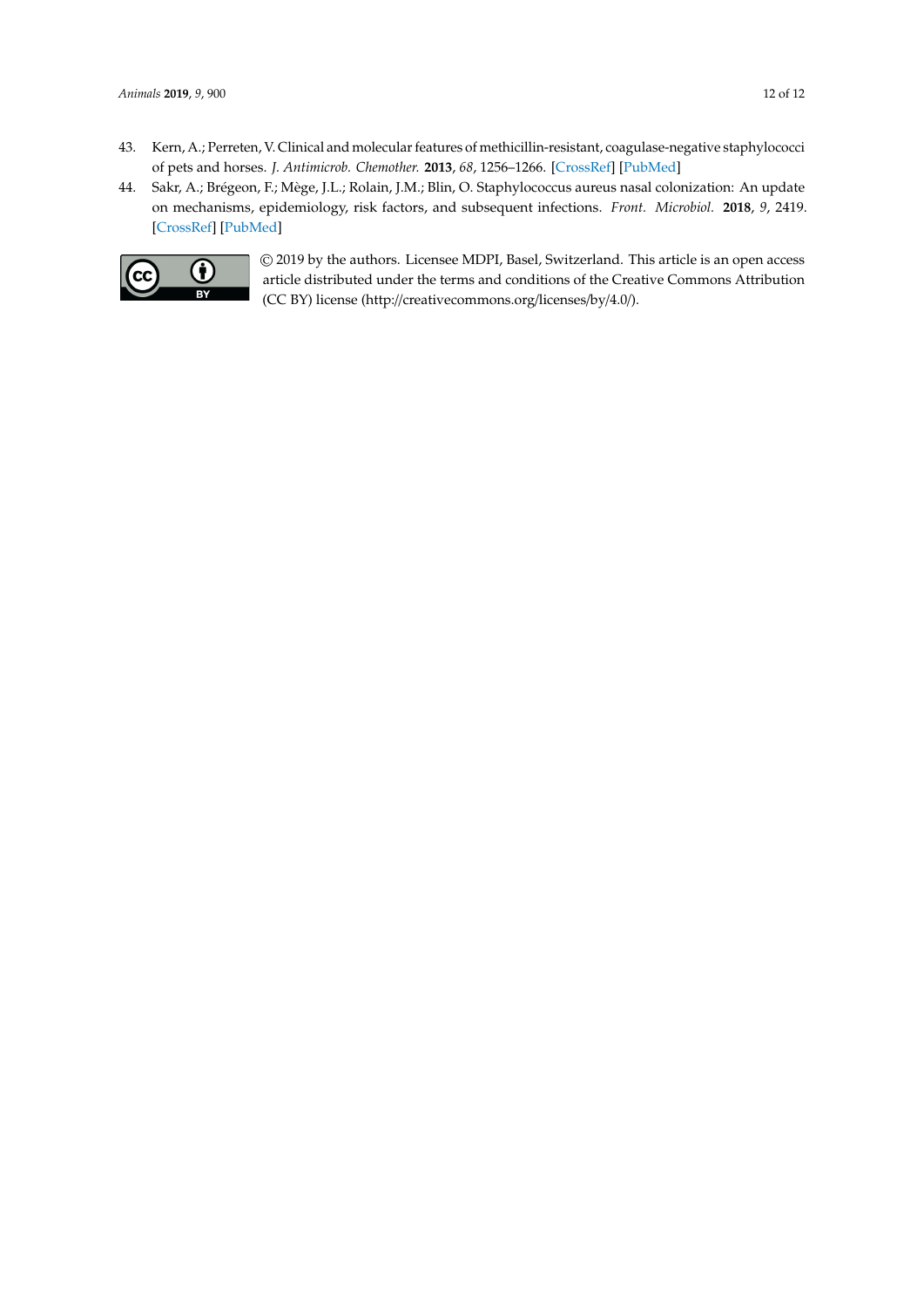43. Kern, A.; Perreten, V. Clinical and molecular features of methicillin-resistant, coagulase-negative staphylococci of pets and horses. *J. Antimicrob. Chemother.* **2013**, *68*, 1256–1266. [CrossRef] [PubMed]
44. Sakr, A.; Brégeon, F.; Mège, J.L.; Rolain, J.M.; Blin, O. Staphylococcus aureus nasal colonization: An update on mechanisms, epidemiology, risk factors, and subsequent infections. *Front. Microbiol.* **2018**, *9*, 2419. [CrossRef] [PubMed]

© 2019 by the authors. Licensee MDPI, Basel, Switzerland. This article is an open access article distributed under the terms and conditions of the Creative Commons Attribution (CC BY) license (http://creativecommons.org/licenses/by/4.0/).